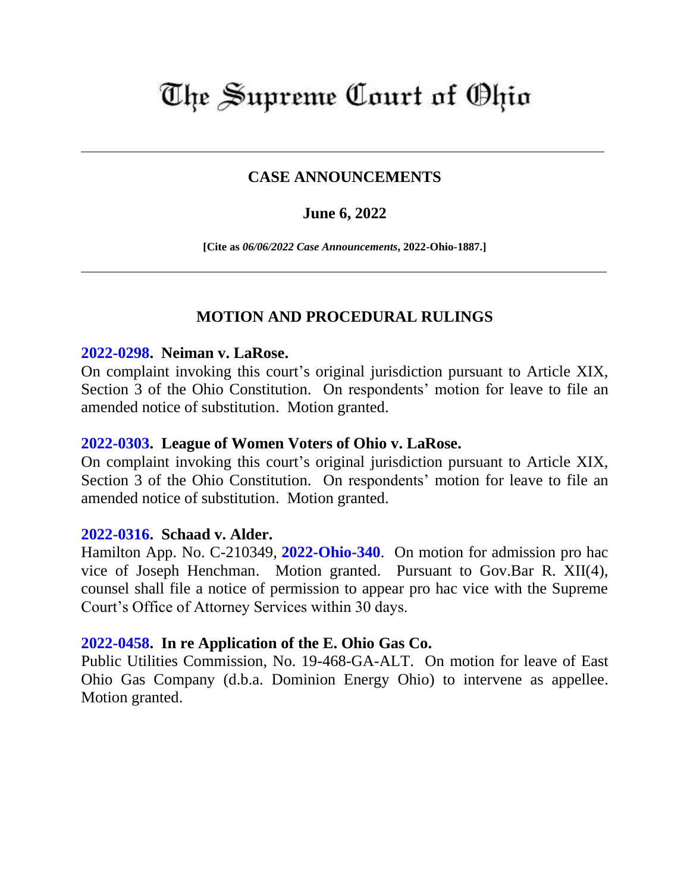# The Supreme Court of Ohio

---

## CASE ANNOUNCEMENTS

### June 6, 2022

**[Cite as *06/06/2022 Case Announcements*, 2022-Ohio-1887.]**

---

## MOTION AND PROCEDURAL RULINGS

**2022-0298. Neiman v. LaRose.**
On complaint invoking this court's original jurisdiction pursuant to Article XIX, Section 3 of the Ohio Constitution. On respondents' motion for leave to file an amended notice of substitution. Motion granted.

**2022-0303. League of Women Voters of Ohio v. LaRose.**
On complaint invoking this court's original jurisdiction pursuant to Article XIX, Section 3 of the Ohio Constitution. On respondents' motion for leave to file an amended notice of substitution. Motion granted.

**2022-0316. Schaad v. Alder.**
Hamilton App. No. C-210349, **2022-Ohio-340**. On motion for admission pro hac vice of Joseph Henchman. Motion granted. Pursuant to Gov.Bar R. XII(4), counsel shall file a notice of permission to appear pro hac vice with the Supreme Court's Office of Attorney Services within 30 days.

**2022-0458. In re Application of the E. Ohio Gas Co.**
Public Utilities Commission, No. 19-468-GA-ALT. On motion for leave of East Ohio Gas Company (d.b.a. Dominion Energy Ohio) to intervene as appellee. Motion granted.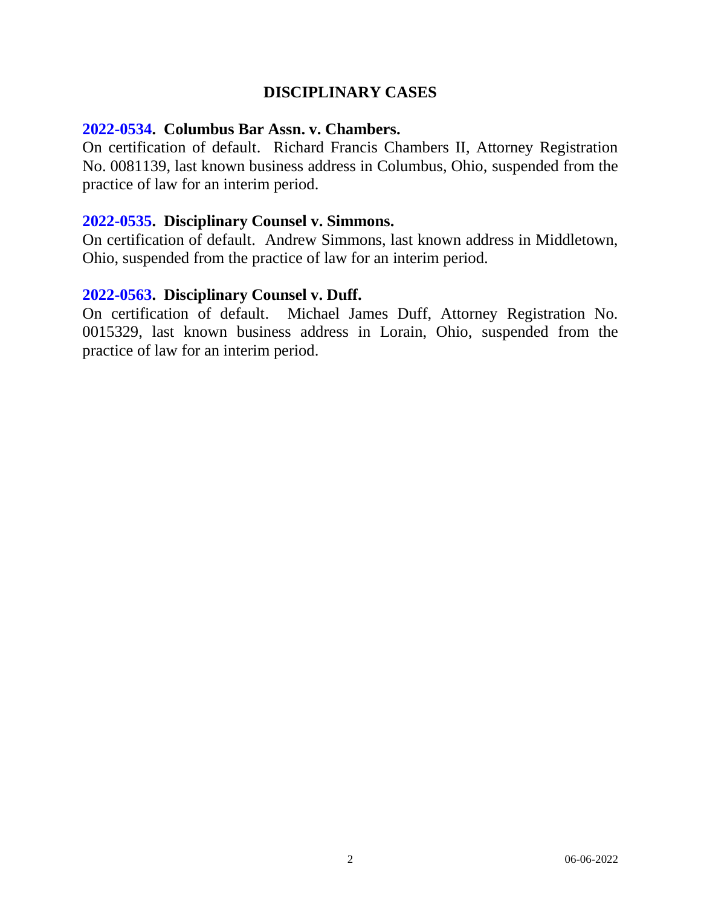## DISCIPLINARY CASES

### 2022-0534. Columbus Bar Assn. v. Chambers.

On certification of default. Richard Francis Chambers II, Attorney Registration No. 0081139, last known business address in Columbus, Ohio, suspended from the practice of law for an interim period.

### 2022-0535. Disciplinary Counsel v. Simmons.

On certification of default. Andrew Simmons, last known address in Middletown, Ohio, suspended from the practice of law for an interim period.

### 2022-0563. Disciplinary Counsel v. Duff.

On certification of default. Michael James Duff, Attorney Registration No. 0015329, last known business address in Lorain, Ohio, suspended from the practice of law for an interim period.